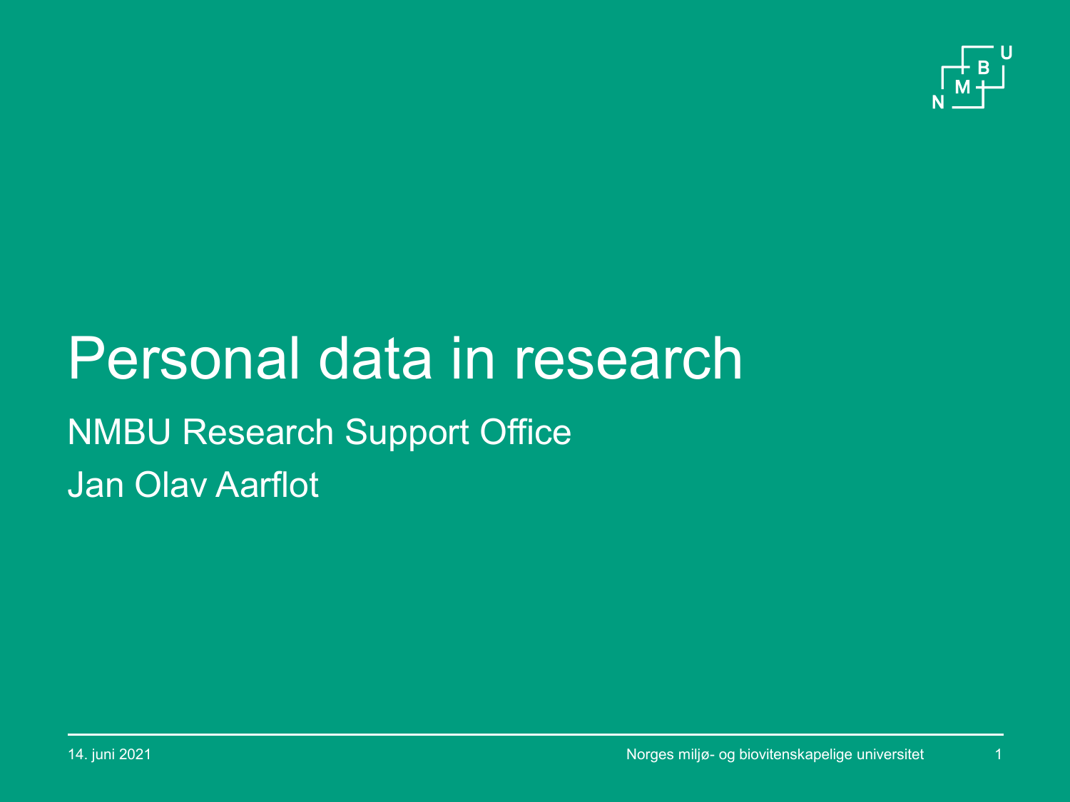# Personal data in research

NMBU Research Support Office

Jan Olav Aarflot

14. juni 2021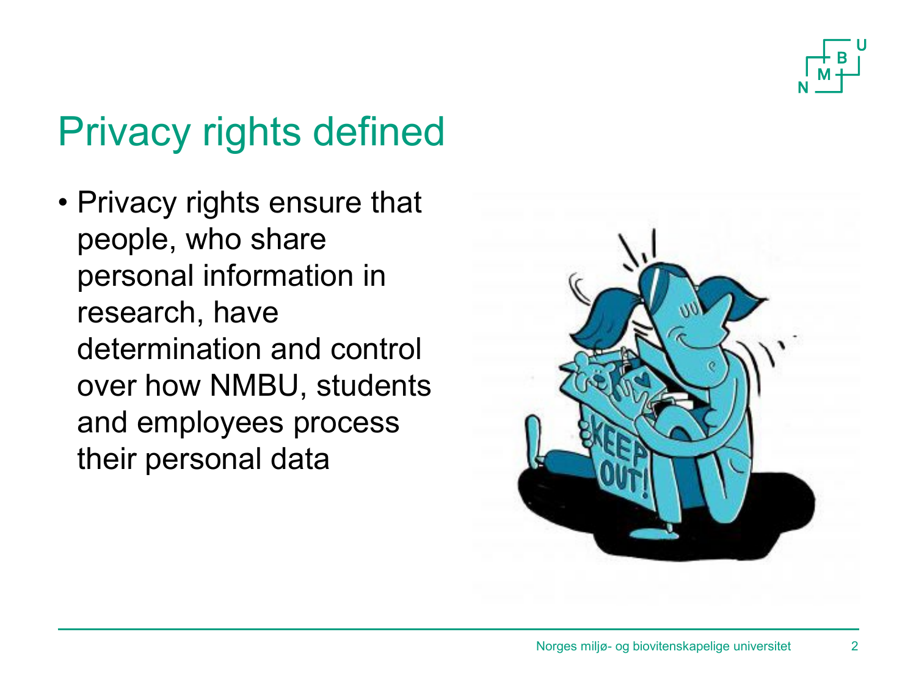# Privacy rights defined

- Privacy rights ensure that people, who share personal information in research, have determination and control over how NMBU, students and employees process their personal data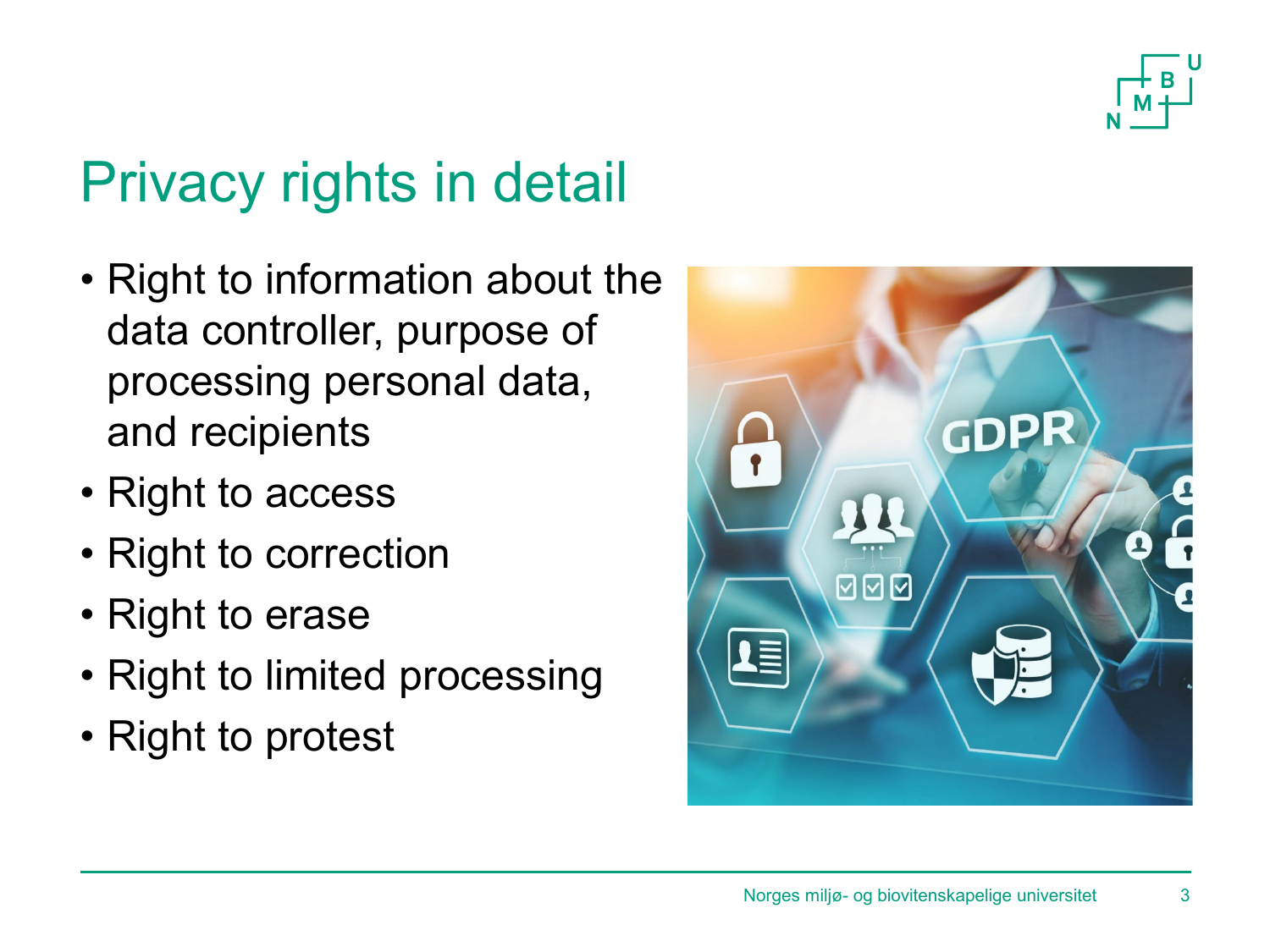# Privacy rights in detail

- Right to information about the data controller, purpose of processing personal data, and recipients
- Right to access
- Right to correction
- Right to erase
- Right to limited processing
- Right to protest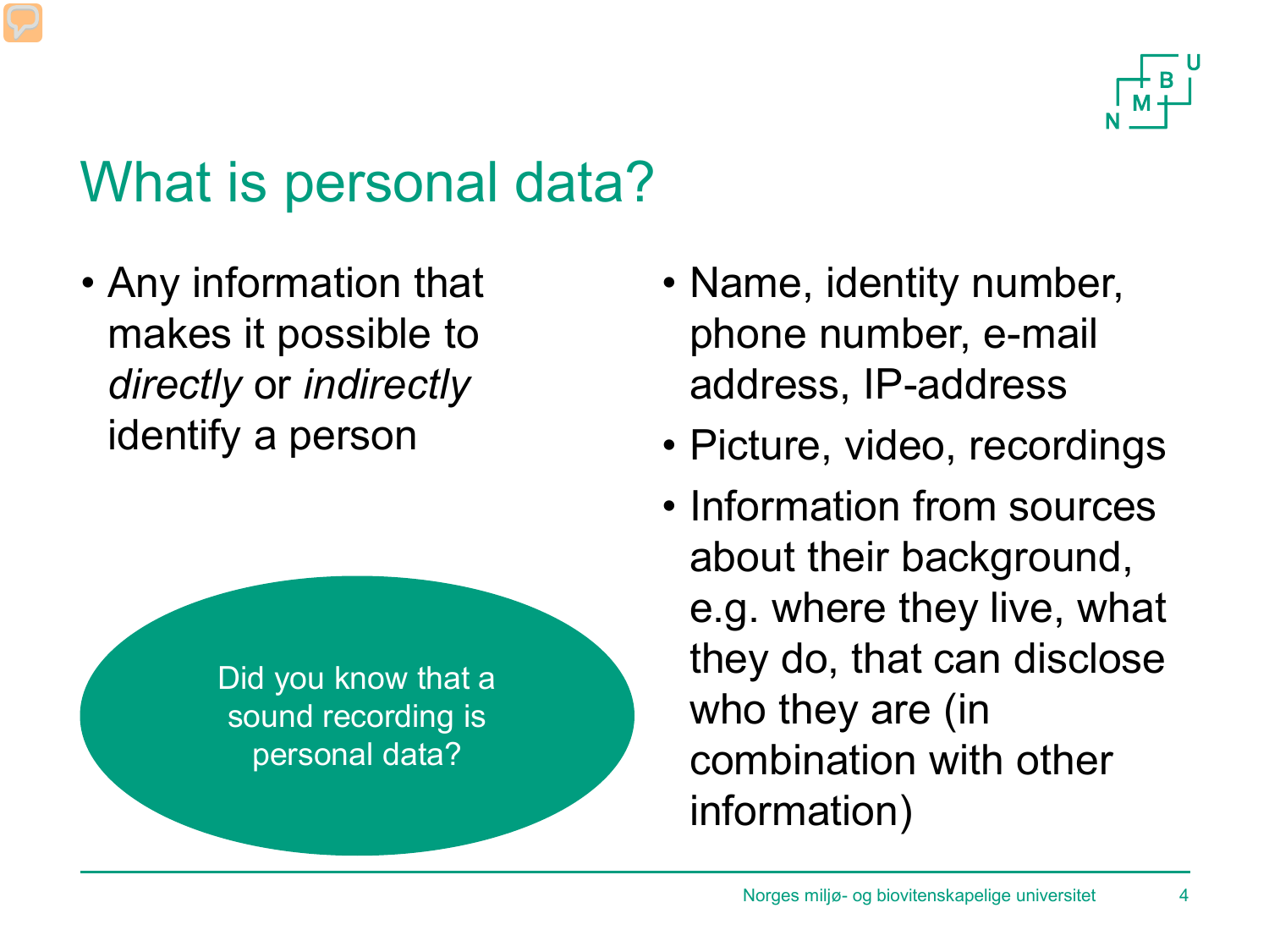# What is personal data?

- Any information that makes it possible to *directly* or *indirectly* identify a person

Did you know that a sound recording is personal data?

- Name, identity number, phone number, e-mail address, IP-address
- Picture, video, recordings
- Information from sources about their background, e.g. where they live, what they do, that can disclose who they are (in combination with other information)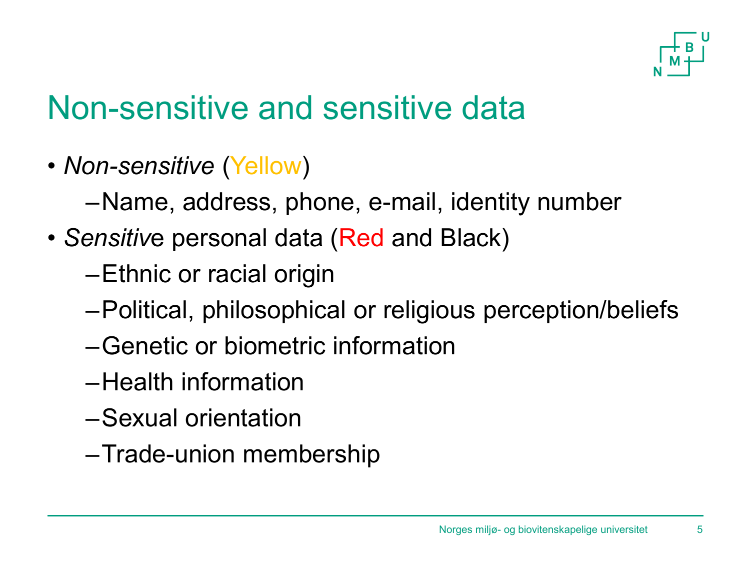# Non-sensitive and sensitive data

- *Non-sensitive* (Yellow)
  - Name, address, phone, e-mail, identity number
- *Sensitiv*e personal data (Red and Black)
  - Ethnic or racial origin
  - Political, philosophical or religious perception/beliefs
  - Genetic or biometric information
  - Health information
  - Sexual orientation
  - Trade-union membership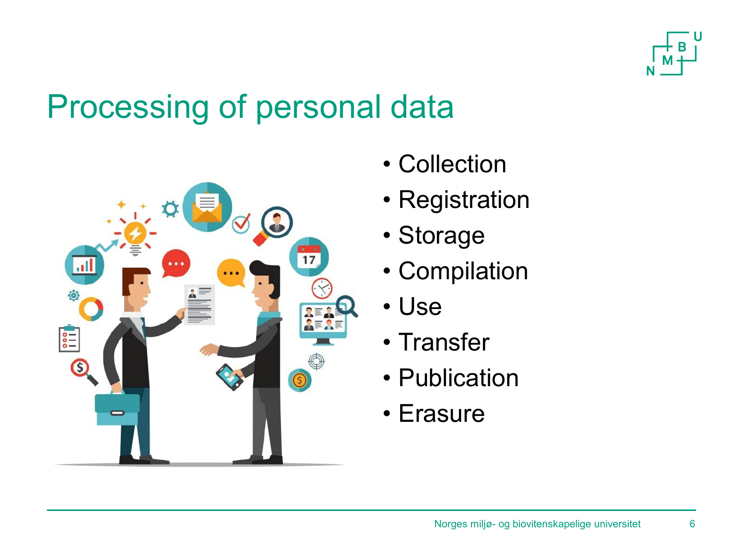# Processing of personal data

- Collection
- Registration
- Storage
- Compilation
- Use
- Transfer
- Publication
- Erasure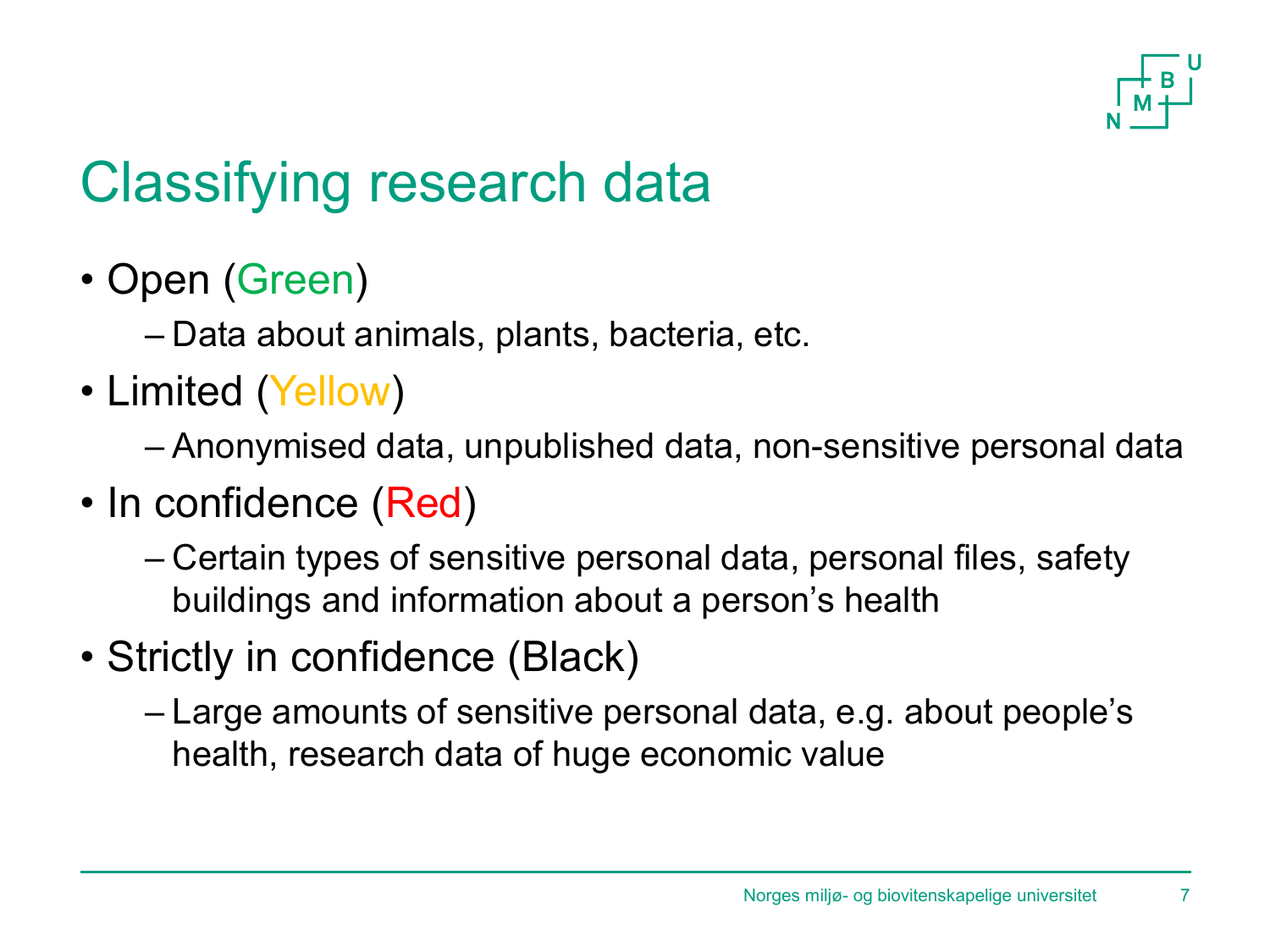# Classifying research data

- Open (Green)
  - Data about animals, plants, bacteria, etc.
- Limited (Yellow)
  - Anonymised data, unpublished data, non-sensitive personal data
- In confidence (Red)
  - Certain types of sensitive personal data, personal files, safety buildings and information about a person's health
- Strictly in confidence (Black)
  - Large amounts of sensitive personal data, e.g. about people's health, research data of huge economic value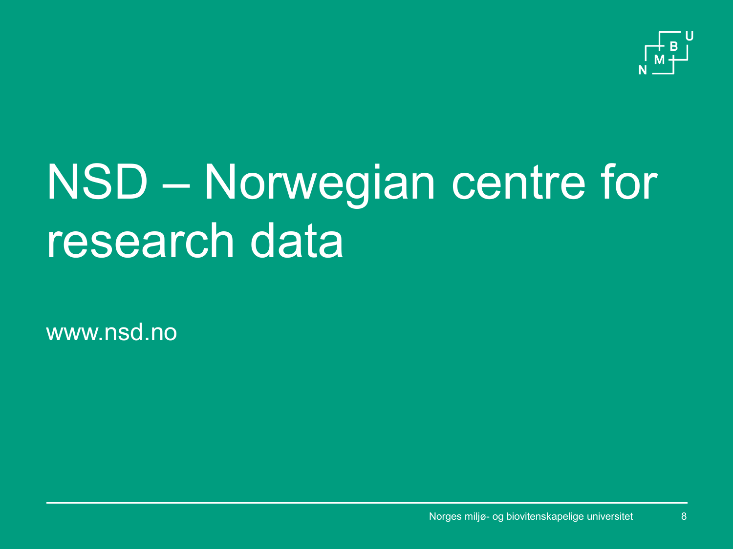# NSD – Norwegian centre for research data

www.nsd.no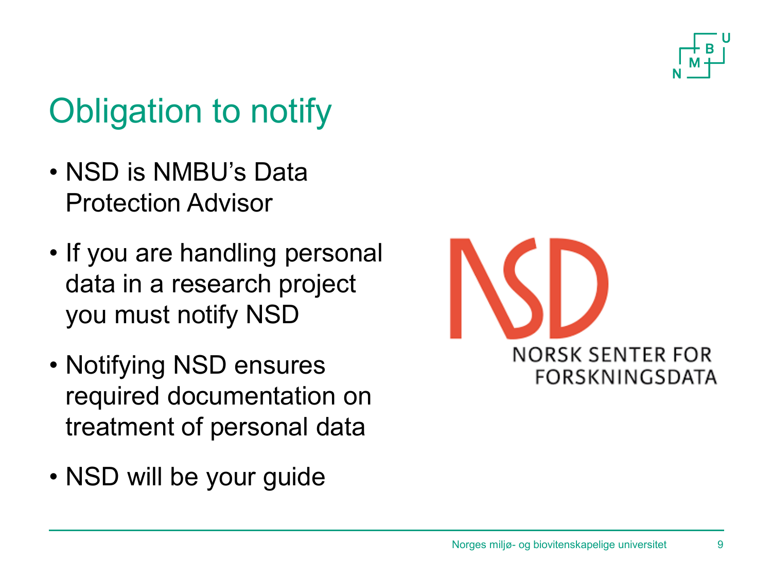# Obligation to notify

- NSD is NMBU's Data Protection Advisor
- If you are handling personal data in a research project you must notify NSD
- Notifying NSD ensures required documentation on treatment of personal data
- NSD will be your guide

NSD
NORSK SENTER FOR FORSKNINGSDATA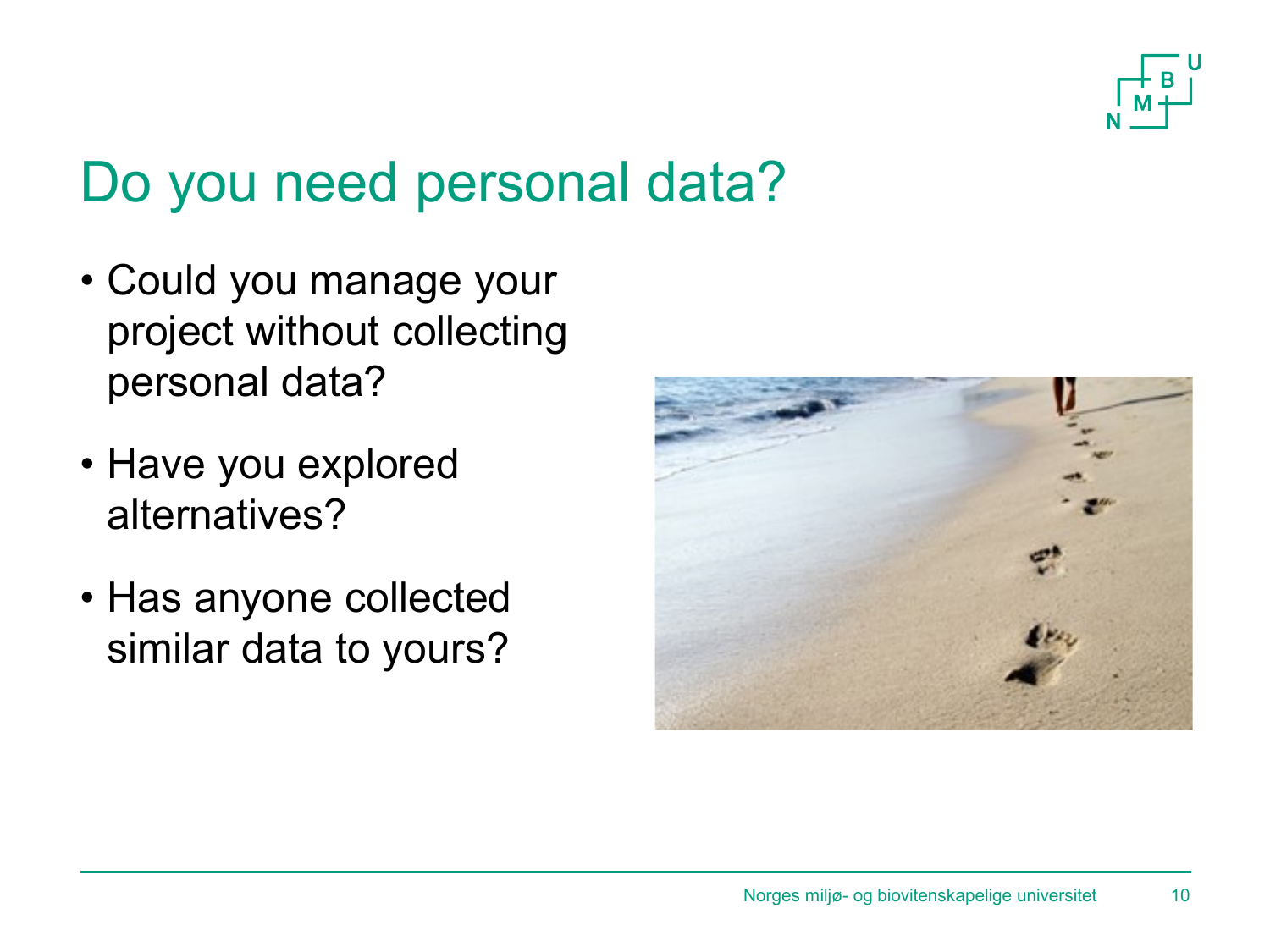# Do you need personal data?

- Could you manage your project without collecting personal data?
- Have you explored alternatives?
- Has anyone collected similar data to yours?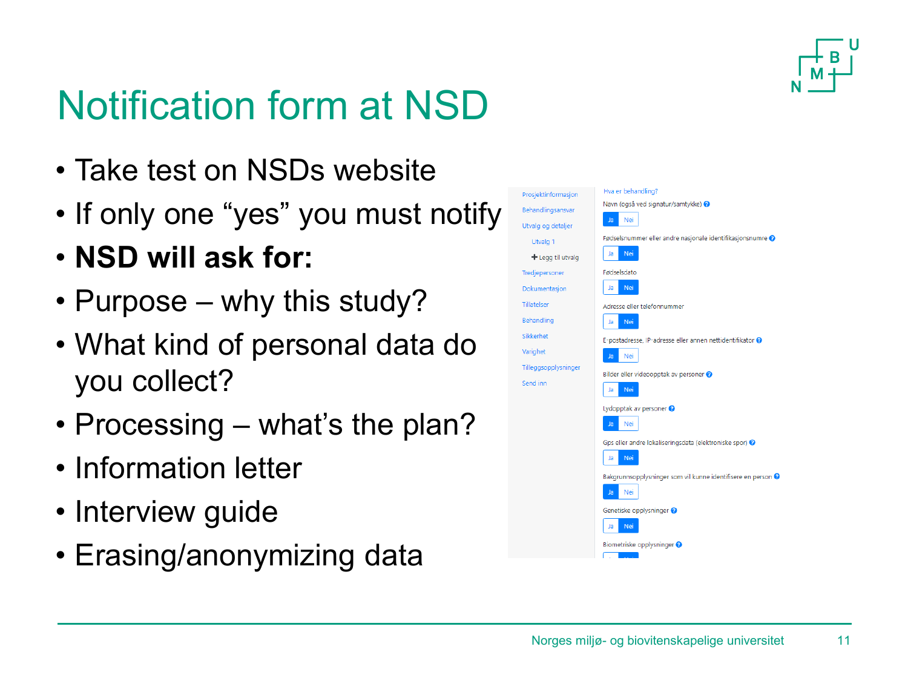# Notification form at NSD

- Take test on NSDs website
- If only one "yes" you must notify
- **NSD will ask for:**
- Purpose – why this study?
- What kind of personal data do you collect?
- Processing – what's the plan?
- Information letter
- Interview guide
- Erasing/anonymizing data

Prosjektinformasjon
Behandlingsansvar
Utvalg og detaljer
Utvalg 1
+ Legg til utvalg
Tredjepersoner
Dokumentasjon
Tillatelser
Behandling
Sikkerhet
Varighet
Tilleggsopplysninger
Send inn

Hva er behandling?

Navn (også ved signatur/samtykke) — Ja | Nei

Fødselsnummer eller andre nasjonale identifikasjonsnumre — Ja | Nei

Fødselsdato — Ja | Nei

Adresse eller telefonnummer — Ja | Nei

E-postadresse, IP-adresse eller annen nettidentifikator — Ja | Nei

Bilder eller videoopptak av personer — Ja | Nei

Lydopptak av personer — Ja | Nei

Gps eller andre lokaliseringsdata (elektroniske spor) — Ja | Nei

Bakgrunnsopplysninger som vil kunne identifisere en person — Ja | Nei

Genetiske opplysninger — Ja | Nei

Biometriske opplysninger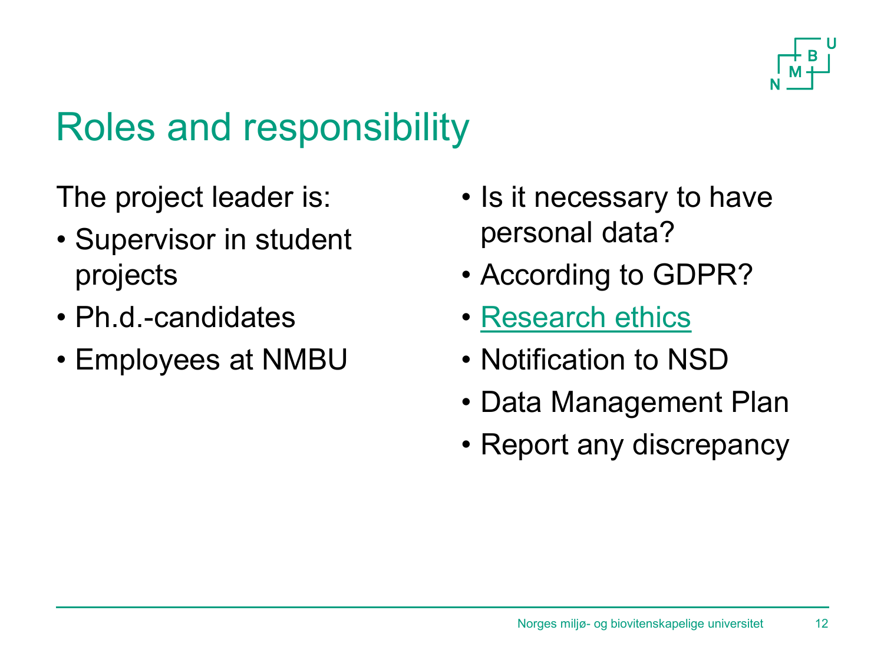# Roles and responsibility

The project leader is:

- Supervisor in student projects
- Ph.d.-candidates
- Employees at NMBU

- Is it necessary to have personal data?
- According to GDPR?
- Research ethics
- Notification to NSD
- Data Management Plan
- Report any discrepancy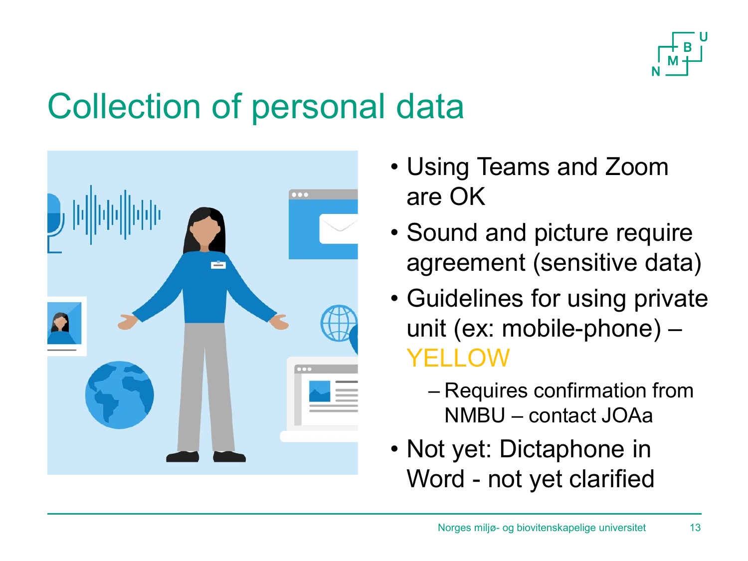# Collection of personal data

- Using Teams and Zoom are OK
- Sound and picture require agreement (sensitive data)
- Guidelines for using private unit (ex: mobile-phone) – YELLOW
  - Requires confirmation from NMBU – contact JOAa
- Not yet: Dictaphone in Word - not yet clarified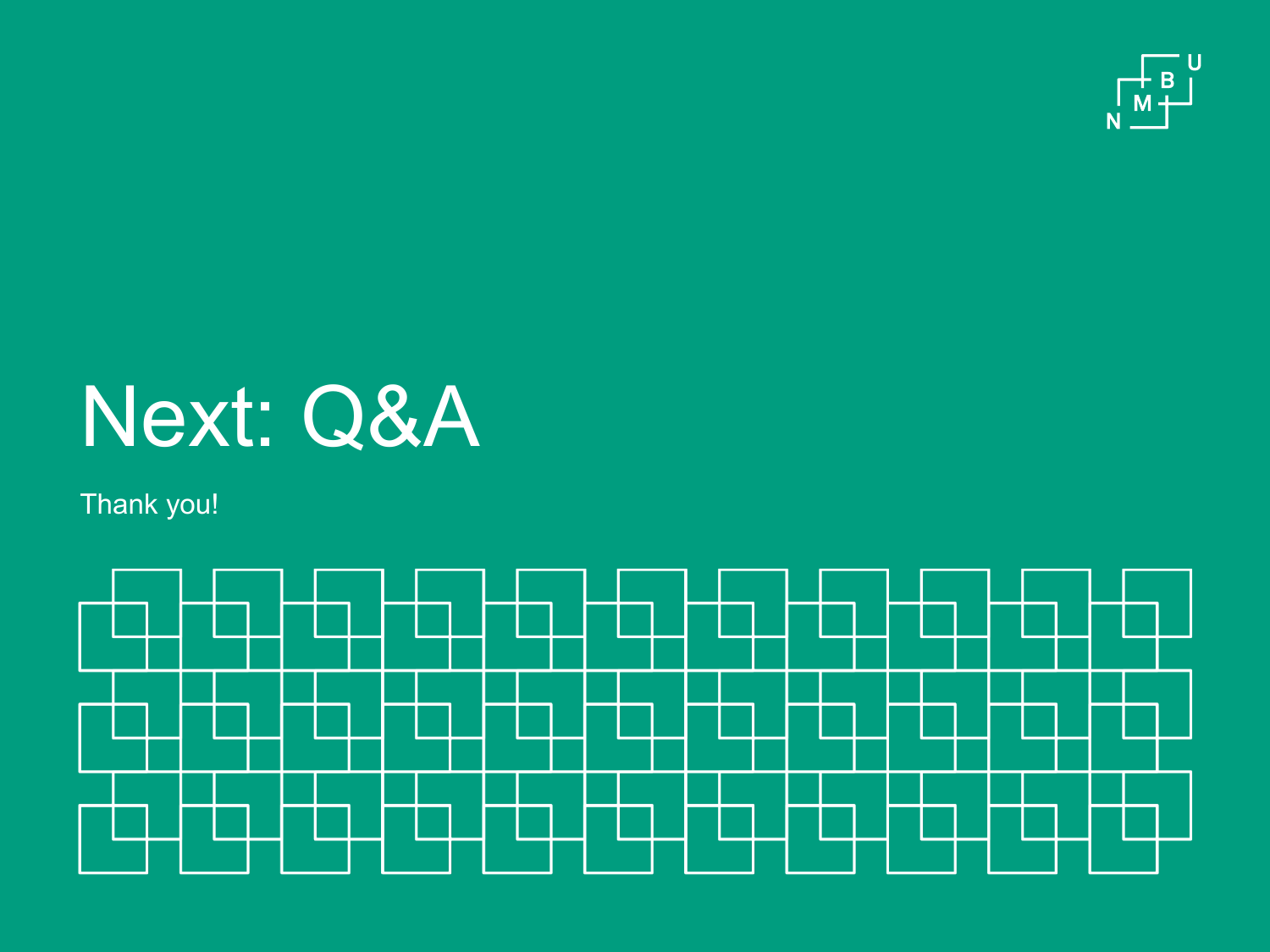# Next: Q&A

Thank you!